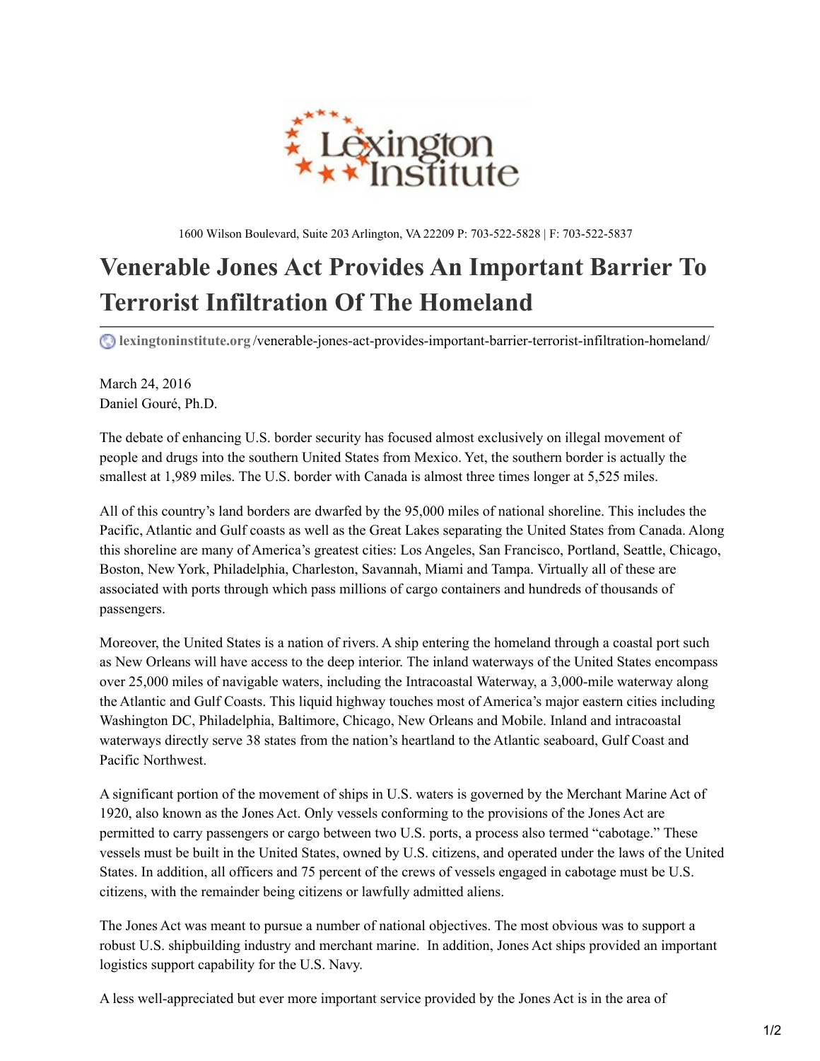Lexington Institute

1600 Wilson Boulevard, Suite 203 Arlington, VA 22209 P: 703-522-5828 | F: 703-522-5837

# Venerable Jones Act Provides An Important Barrier To Terrorist Infiltration Of The Homeland

lexingtoninstitute.org/venerable-jones-act-provides-important-barrier-terrorist-infiltration-homeland/

March 24, 2016
Daniel Gouré, Ph.D.

The debate of enhancing U.S. border security has focused almost exclusively on illegal movement of people and drugs into the southern United States from Mexico. Yet, the southern border is actually the smallest at 1,989 miles. The U.S. border with Canada is almost three times longer at 5,525 miles.

All of this country's land borders are dwarfed by the 95,000 miles of national shoreline. This includes the Pacific, Atlantic and Gulf coasts as well as the Great Lakes separating the United States from Canada. Along this shoreline are many of America's greatest cities: Los Angeles, San Francisco, Portland, Seattle, Chicago, Boston, New York, Philadelphia, Charleston, Savannah, Miami and Tampa. Virtually all of these are associated with ports through which pass millions of cargo containers and hundreds of thousands of passengers.

Moreover, the United States is a nation of rivers. A ship entering the homeland through a coastal port such as New Orleans will have access to the deep interior. The inland waterways of the United States encompass over 25,000 miles of navigable waters, including the Intracoastal Waterway, a 3,000-mile waterway along the Atlantic and Gulf Coasts. This liquid highway touches most of America's major eastern cities including Washington DC, Philadelphia, Baltimore, Chicago, New Orleans and Mobile. Inland and intracoastal waterways directly serve 38 states from the nation's heartland to the Atlantic seaboard, Gulf Coast and Pacific Northwest.

A significant portion of the movement of ships in U.S. waters is governed by the Merchant Marine Act of 1920, also known as the Jones Act. Only vessels conforming to the provisions of the Jones Act are permitted to carry passengers or cargo between two U.S. ports, a process also termed "cabotage." These vessels must be built in the United States, owned by U.S. citizens, and operated under the laws of the United States. In addition, all officers and 75 percent of the crews of vessels engaged in cabotage must be U.S. citizens, with the remainder being citizens or lawfully admitted aliens.

The Jones Act was meant to pursue a number of national objectives. The most obvious was to support a robust U.S. shipbuilding industry and merchant marine. In addition, Jones Act ships provided an important logistics support capability for the U.S. Navy.

A less well-appreciated but ever more important service provided by the Jones Act is in the area of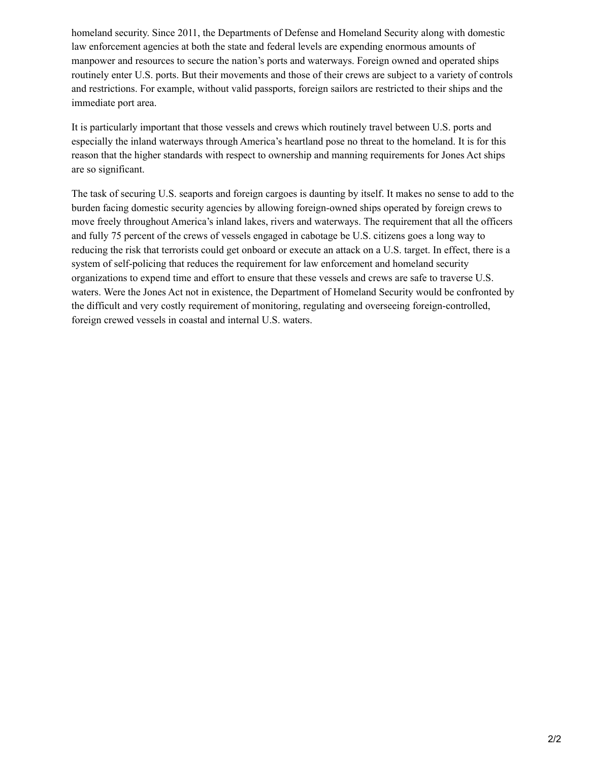homeland security. Since 2011, the Departments of Defense and Homeland Security along with domestic law enforcement agencies at both the state and federal levels are expending enormous amounts of manpower and resources to secure the nation's ports and waterways. Foreign owned and operated ships routinely enter U.S. ports. But their movements and those of their crews are subject to a variety of controls and restrictions. For example, without valid passports, foreign sailors are restricted to their ships and the immediate port area.

It is particularly important that those vessels and crews which routinely travel between U.S. ports and especially the inland waterways through America's heartland pose no threat to the homeland. It is for this reason that the higher standards with respect to ownership and manning requirements for Jones Act ships are so significant.

The task of securing U.S. seaports and foreign cargoes is daunting by itself. It makes no sense to add to the burden facing domestic security agencies by allowing foreign-owned ships operated by foreign crews to move freely throughout America's inland lakes, rivers and waterways. The requirement that all the officers and fully 75 percent of the crews of vessels engaged in cabotage be U.S. citizens goes a long way to reducing the risk that terrorists could get onboard or execute an attack on a U.S. target. In effect, there is a system of self-policing that reduces the requirement for law enforcement and homeland security organizations to expend time and effort to ensure that these vessels and crews are safe to traverse U.S. waters. Were the Jones Act not in existence, the Department of Homeland Security would be confronted by the difficult and very costly requirement of monitoring, regulating and overseeing foreign-controlled, foreign crewed vessels in coastal and internal U.S. waters.